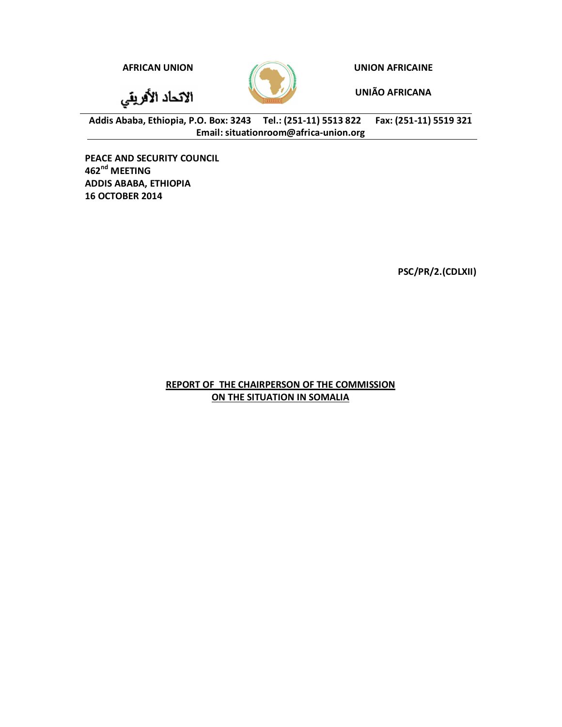**AFRICAN UNION** | **UNION AFRICAINE**

الاتحاد الأفريقي | **UNIÃO AFRICANA**

**Addis Ababa, Ethiopia, P.O. Box: 3243 Tel.: (251-11) 5513 822 Fax: (251-11) 5519 321**
**Email: situationroom@africa-union.org**

**PEACE AND SECURITY COUNCIL**
**462nd MEETING**
**ADDIS ABABA, ETHIOPIA**
**16 OCTOBER 2014**

**PSC/PR/2.(CDLXII)**

# REPORT OF THE CHAIRPERSON OF THE COMMISSION ON THE SITUATION IN SOMALIA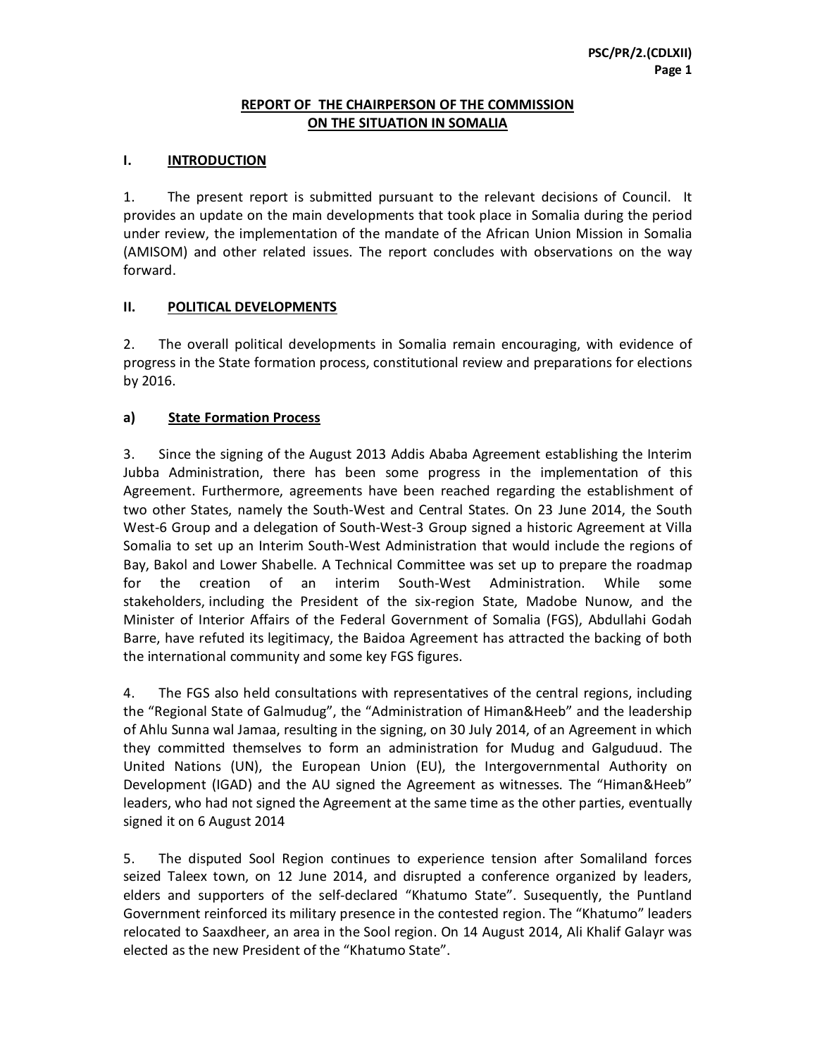## REPORT OF THE CHAIRPERSON OF THE COMMISSION ON THE SITUATION IN SOMALIA

### I. INTRODUCTION

1. The present report is submitted pursuant to the relevant decisions of Council. It provides an update on the main developments that took place in Somalia during the period under review, the implementation of the mandate of the African Union Mission in Somalia (AMISOM) and other related issues. The report concludes with observations on the way forward.

### II. POLITICAL DEVELOPMENTS

2. The overall political developments in Somalia remain encouraging, with evidence of progress in the State formation process, constitutional review and preparations for elections by 2016.

#### a) State Formation Process

3. Since the signing of the August 2013 Addis Ababa Agreement establishing the Interim Jubba Administration, there has been some progress in the implementation of this Agreement. Furthermore, agreements have been reached regarding the establishment of two other States, namely the South-West and Central States. On 23 June 2014, the South West-6 Group and a delegation of South-West-3 Group signed a historic Agreement at Villa Somalia to set up an Interim South-West Administration that would include the regions of Bay, Bakol and Lower Shabelle. A Technical Committee was set up to prepare the roadmap for the creation of an interim South-West Administration. While some stakeholders, including the President of the six-region State, Madobe Nunow, and the Minister of Interior Affairs of the Federal Government of Somalia (FGS), Abdullahi Godah Barre, have refuted its legitimacy, the Baidoa Agreement has attracted the backing of both the international community and some key FGS figures.

4. The FGS also held consultations with representatives of the central regions, including the "Regional State of Galmudug", the "Administration of Himan&Heeb" and the leadership of Ahlu Sunna wal Jamaa, resulting in the signing, on 30 July 2014, of an Agreement in which they committed themselves to form an administration for Mudug and Galguduud. The United Nations (UN), the European Union (EU), the Intergovernmental Authority on Development (IGAD) and the AU signed the Agreement as witnesses. The "Himan&Heeb" leaders, who had not signed the Agreement at the same time as the other parties, eventually signed it on 6 August 2014

5. The disputed Sool Region continues to experience tension after Somaliland forces seized Taleex town, on 12 June 2014, and disrupted a conference organized by leaders, elders and supporters of the self-declared "Khatumo State". Susequently, the Puntland Government reinforced its military presence in the contested region. The "Khatumo" leaders relocated to Saaxdheer, an area in the Sool region. On 14 August 2014, Ali Khalif Galayr was elected as the new President of the "Khatumo State".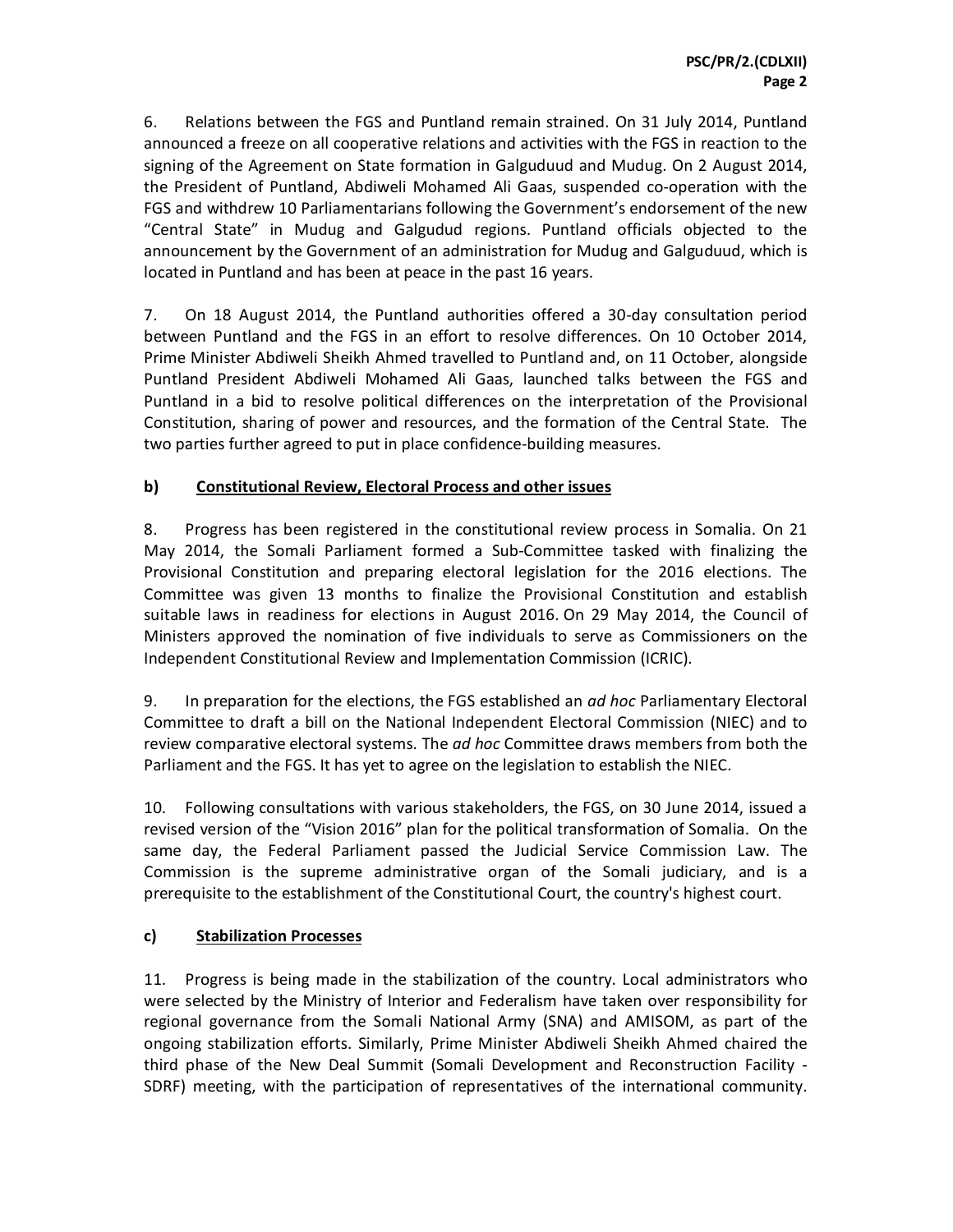6. Relations between the FGS and Puntland remain strained. On 31 July 2014, Puntland announced a freeze on all cooperative relations and activities with the FGS in reaction to the signing of the Agreement on State formation in Galguduud and Mudug. On 2 August 2014, the President of Puntland, Abdiweli Mohamed Ali Gaas, suspended co-operation with the FGS and withdrew 10 Parliamentarians following the Government's endorsement of the new "Central State" in Mudug and Galgudud regions. Puntland officials objected to the announcement by the Government of an administration for Mudug and Galguduud, which is located in Puntland and has been at peace in the past 16 years.

7. On 18 August 2014, the Puntland authorities offered a 30-day consultation period between Puntland and the FGS in an effort to resolve differences. On 10 October 2014, Prime Minister Abdiweli Sheikh Ahmed travelled to Puntland and, on 11 October, alongside Puntland President Abdiweli Mohamed Ali Gaas, launched talks between the FGS and Puntland in a bid to resolve political differences on the interpretation of the Provisional Constitution, sharing of power and resources, and the formation of the Central State. The two parties further agreed to put in place confidence-building measures.

### b) Constitutional Review, Electoral Process and other issues

8. Progress has been registered in the constitutional review process in Somalia. On 21 May 2014, the Somali Parliament formed a Sub-Committee tasked with finalizing the Provisional Constitution and preparing electoral legislation for the 2016 elections. The Committee was given 13 months to finalize the Provisional Constitution and establish suitable laws in readiness for elections in August 2016. On 29 May 2014, the Council of Ministers approved the nomination of five individuals to serve as Commissioners on the Independent Constitutional Review and Implementation Commission (ICRIC).

9. In preparation for the elections, the FGS established an *ad hoc* Parliamentary Electoral Committee to draft a bill on the National Independent Electoral Commission (NIEC) and to review comparative electoral systems. The *ad hoc* Committee draws members from both the Parliament and the FGS. It has yet to agree on the legislation to establish the NIEC.

10. Following consultations with various stakeholders, the FGS, on 30 June 2014, issued a revised version of the "Vision 2016" plan for the political transformation of Somalia. On the same day, the Federal Parliament passed the Judicial Service Commission Law. The Commission is the supreme administrative organ of the Somali judiciary, and is a prerequisite to the establishment of the Constitutional Court, the country's highest court.

### c) Stabilization Processes

11. Progress is being made in the stabilization of the country. Local administrators who were selected by the Ministry of Interior and Federalism have taken over responsibility for regional governance from the Somali National Army (SNA) and AMISOM, as part of the ongoing stabilization efforts. Similarly, Prime Minister Abdiweli Sheikh Ahmed chaired the third phase of the New Deal Summit (Somali Development and Reconstruction Facility - SDRF) meeting, with the participation of representatives of the international community.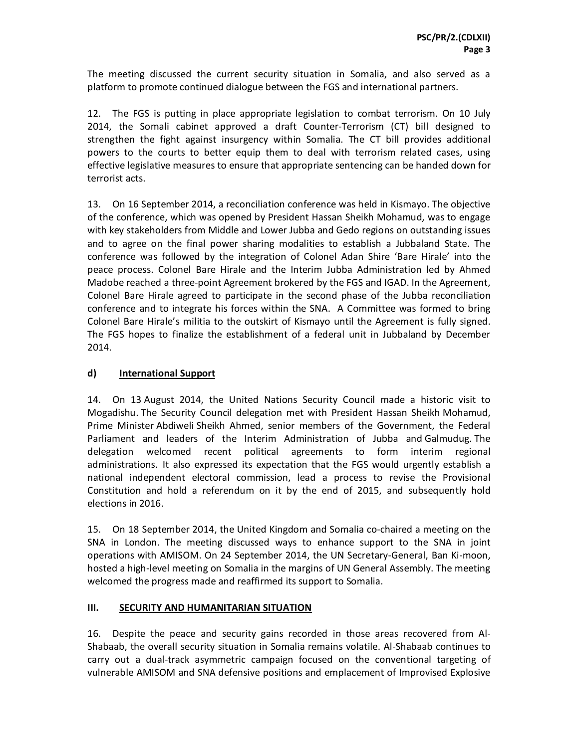The meeting discussed the current security situation in Somalia, and also served as a platform to promote continued dialogue between the FGS and international partners.

12. The FGS is putting in place appropriate legislation to combat terrorism. On 10 July 2014, the Somali cabinet approved a draft Counter-Terrorism (CT) bill designed to strengthen the fight against insurgency within Somalia. The CT bill provides additional powers to the courts to better equip them to deal with terrorism related cases, using effective legislative measures to ensure that appropriate sentencing can be handed down for terrorist acts.

13. On 16 September 2014, a reconciliation conference was held in Kismayo. The objective of the conference, which was opened by President Hassan Sheikh Mohamud, was to engage with key stakeholders from Middle and Lower Jubba and Gedo regions on outstanding issues and to agree on the final power sharing modalities to establish a Jubbaland State. The conference was followed by the integration of Colonel Adan Shire 'Bare Hirale' into the peace process. Colonel Bare Hirale and the Interim Jubba Administration led by Ahmed Madobe reached a three-point Agreement brokered by the FGS and IGAD. In the Agreement, Colonel Bare Hirale agreed to participate in the second phase of the Jubba reconciliation conference and to integrate his forces within the SNA. A Committee was formed to bring Colonel Bare Hirale's militia to the outskirt of Kismayo until the Agreement is fully signed. The FGS hopes to finalize the establishment of a federal unit in Jubbaland by December 2014.

### d) International Support

14. On 13 August 2014, the United Nations Security Council made a historic visit to Mogadishu. The Security Council delegation met with President Hassan Sheikh Mohamud, Prime Minister Abdiweli Sheikh Ahmed, senior members of the Government, the Federal Parliament and leaders of the Interim Administration of Jubba and Galmudug. The delegation welcomed recent political agreements to form interim regional administrations. It also expressed its expectation that the FGS would urgently establish a national independent electoral commission, lead a process to revise the Provisional Constitution and hold a referendum on it by the end of 2015, and subsequently hold elections in 2016.

15. On 18 September 2014, the United Kingdom and Somalia co-chaired a meeting on the SNA in London. The meeting discussed ways to enhance support to the SNA in joint operations with AMISOM. On 24 September 2014, the UN Secretary-General, Ban Ki-moon, hosted a high-level meeting on Somalia in the margins of UN General Assembly. The meeting welcomed the progress made and reaffirmed its support to Somalia.

## III. SECURITY AND HUMANITARIAN SITUATION

16. Despite the peace and security gains recorded in those areas recovered from Al-Shabaab, the overall security situation in Somalia remains volatile. Al-Shabaab continues to carry out a dual-track asymmetric campaign focused on the conventional targeting of vulnerable AMISOM and SNA defensive positions and emplacement of Improvised Explosive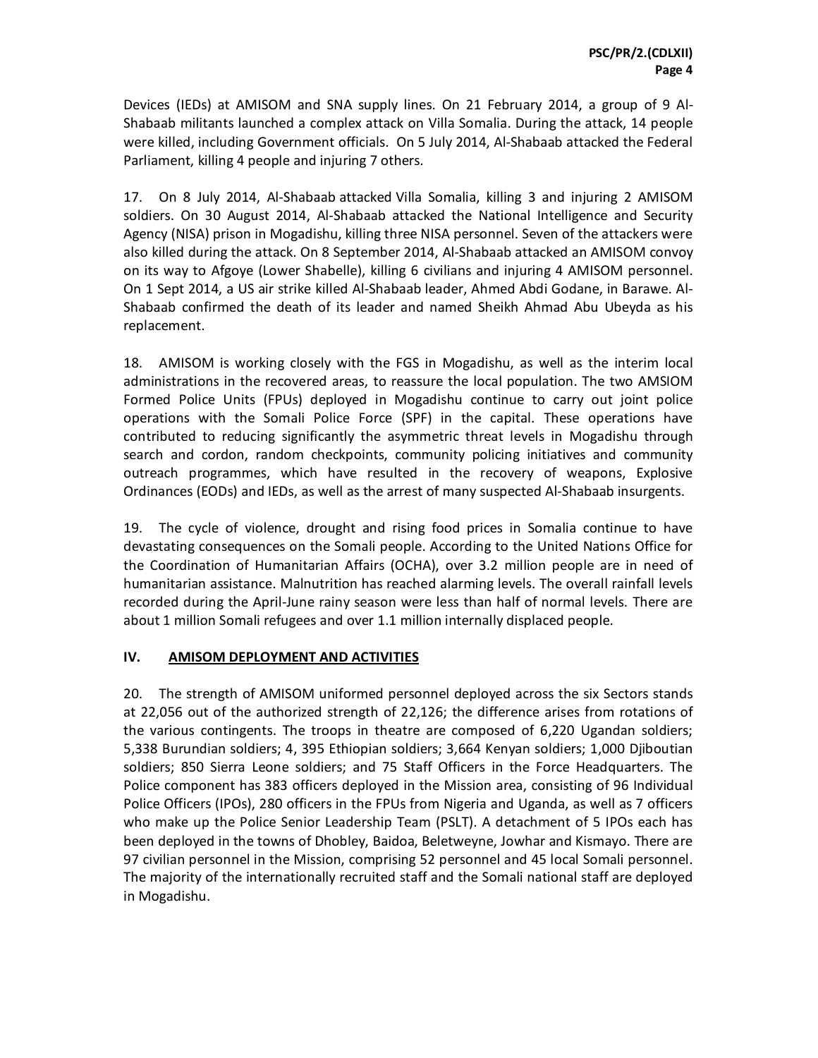Devices (IEDs) at AMISOM and SNA supply lines. On 21 February 2014, a group of 9 Al-Shabaab militants launched a complex attack on Villa Somalia. During the attack, 14 people were killed, including Government officials. On 5 July 2014, Al-Shabaab attacked the Federal Parliament, killing 4 people and injuring 7 others.

17. On 8 July 2014, Al-Shabaab attacked Villa Somalia, killing 3 and injuring 2 AMISOM soldiers. On 30 August 2014, Al-Shabaab attacked the National Intelligence and Security Agency (NISA) prison in Mogadishu, killing three NISA personnel. Seven of the attackers were also killed during the attack. On 8 September 2014, Al-Shabaab attacked an AMISOM convoy on its way to Afgoye (Lower Shabelle), killing 6 civilians and injuring 4 AMISOM personnel. On 1 Sept 2014, a US air strike killed Al-Shabaab leader, Ahmed Abdi Godane, in Barawe. Al-Shabaab confirmed the death of its leader and named Sheikh Ahmad Abu Ubeyda as his replacement.

18. AMISOM is working closely with the FGS in Mogadishu, as well as the interim local administrations in the recovered areas, to reassure the local population. The two AMSIOM Formed Police Units (FPUs) deployed in Mogadishu continue to carry out joint police operations with the Somali Police Force (SPF) in the capital. These operations have contributed to reducing significantly the asymmetric threat levels in Mogadishu through search and cordon, random checkpoints, community policing initiatives and community outreach programmes, which have resulted in the recovery of weapons, Explosive Ordinances (EODs) and IEDs, as well as the arrest of many suspected Al-Shabaab insurgents.

19. The cycle of violence, drought and rising food prices in Somalia continue to have devastating consequences on the Somali people. According to the United Nations Office for the Coordination of Humanitarian Affairs (OCHA), over 3.2 million people are in need of humanitarian assistance. Malnutrition has reached alarming levels. The overall rainfall levels recorded during the April-June rainy season were less than half of normal levels. There are about 1 million Somali refugees and over 1.1 million internally displaced people.

## IV. AMISOM DEPLOYMENT AND ACTIVITIES

20. The strength of AMISOM uniformed personnel deployed across the six Sectors stands at 22,056 out of the authorized strength of 22,126; the difference arises from rotations of the various contingents. The troops in theatre are composed of 6,220 Ugandan soldiers; 5,338 Burundian soldiers; 4, 395 Ethiopian soldiers; 3,664 Kenyan soldiers; 1,000 Djiboutian soldiers; 850 Sierra Leone soldiers; and 75 Staff Officers in the Force Headquarters. The Police component has 383 officers deployed in the Mission area, consisting of 96 Individual Police Officers (IPOs), 280 officers in the FPUs from Nigeria and Uganda, as well as 7 officers who make up the Police Senior Leadership Team (PSLT). A detachment of 5 IPOs each has been deployed in the towns of Dhobley, Baidoa, Beletweyne, Jowhar and Kismayo. There are 97 civilian personnel in the Mission, comprising 52 personnel and 45 local Somali personnel. The majority of the internationally recruited staff and the Somali national staff are deployed in Mogadishu.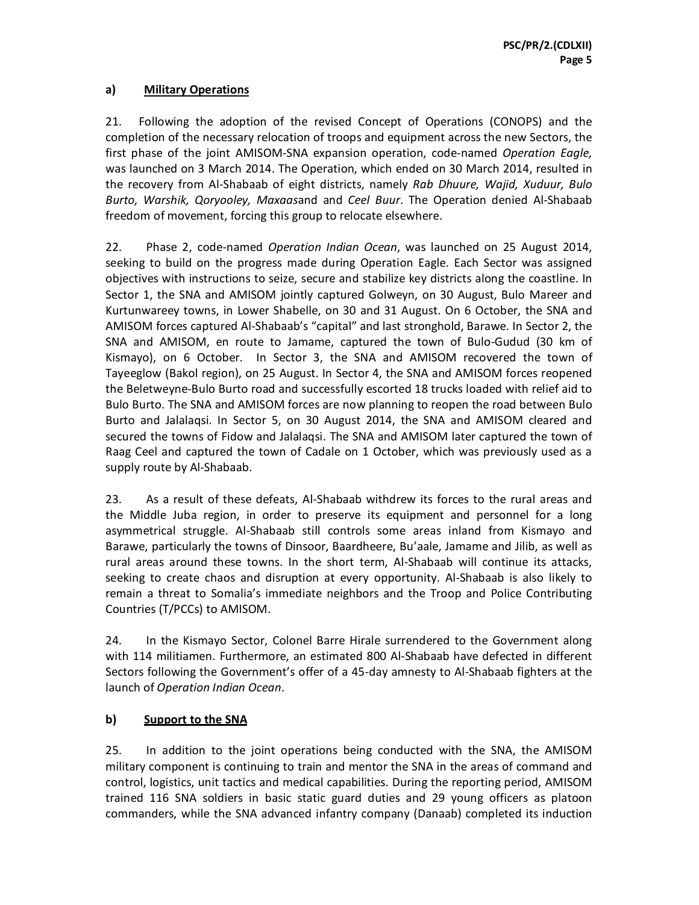### a) Military Operations

21. Following the adoption of the revised Concept of Operations (CONOPS) and the completion of the necessary relocation of troops and equipment across the new Sectors, the first phase of the joint AMISOM-SNA expansion operation, code-named *Operation Eagle,* was launched on 3 March 2014. The Operation, which ended on 30 March 2014, resulted in the recovery from Al-Shabaab of eight districts, namely *Rab Dhuure, Wajid, Xuduur, Bulo Burto, Warshik, Qoryooley, Maxaas*and and *Ceel Buur*. The Operation denied Al-Shabaab freedom of movement, forcing this group to relocate elsewhere.

22. Phase 2, code-named *Operation Indian Ocean*, was launched on 25 August 2014, seeking to build on the progress made during Operation Eagle. Each Sector was assigned objectives with instructions to seize, secure and stabilize key districts along the coastline. In Sector 1, the SNA and AMISOM jointly captured Golweyn, on 30 August, Bulo Mareer and Kurtunwareey towns, in Lower Shabelle, on 30 and 31 August. On 6 October, the SNA and AMISOM forces captured Al-Shabaab's "capital" and last stronghold, Barawe. In Sector 2, the SNA and AMISOM, en route to Jamame, captured the town of Bulo-Gudud (30 km of Kismayo), on 6 October. In Sector 3, the SNA and AMISOM recovered the town of Tayeeglow (Bakol region), on 25 August. In Sector 4, the SNA and AMISOM forces reopened the Beletweyne-Bulo Burto road and successfully escorted 18 trucks loaded with relief aid to Bulo Burto. The SNA and AMISOM forces are now planning to reopen the road between Bulo Burto and Jalalaqsi. In Sector 5, on 30 August 2014, the SNA and AMISOM cleared and secured the towns of Fidow and Jalalaqsi. The SNA and AMISOM later captured the town of Raag Ceel and captured the town of Cadale on 1 October, which was previously used as a supply route by Al-Shabaab.

23. As a result of these defeats, Al-Shabaab withdrew its forces to the rural areas and the Middle Juba region, in order to preserve its equipment and personnel for a long asymmetrical struggle. Al-Shabaab still controls some areas inland from Kismayo and Barawe, particularly the towns of Dinsoor, Baardheere, Bu'aale, Jamame and Jilib, as well as rural areas around these towns. In the short term, Al-Shabaab will continue its attacks, seeking to create chaos and disruption at every opportunity. Al-Shabaab is also likely to remain a threat to Somalia's immediate neighbors and the Troop and Police Contributing Countries (T/PCCs) to AMISOM.

24. In the Kismayo Sector, Colonel Barre Hirale surrendered to the Government along with 114 militiamen. Furthermore, an estimated 800 Al-Shabaab have defected in different Sectors following the Government's offer of a 45-day amnesty to Al-Shabaab fighters at the launch of *Operation Indian Ocean*.

### b) Support to the SNA

25. In addition to the joint operations being conducted with the SNA, the AMISOM military component is continuing to train and mentor the SNA in the areas of command and control, logistics, unit tactics and medical capabilities. During the reporting period, AMISOM trained 116 SNA soldiers in basic static guard duties and 29 young officers as platoon commanders, while the SNA advanced infantry company (Danaab) completed its induction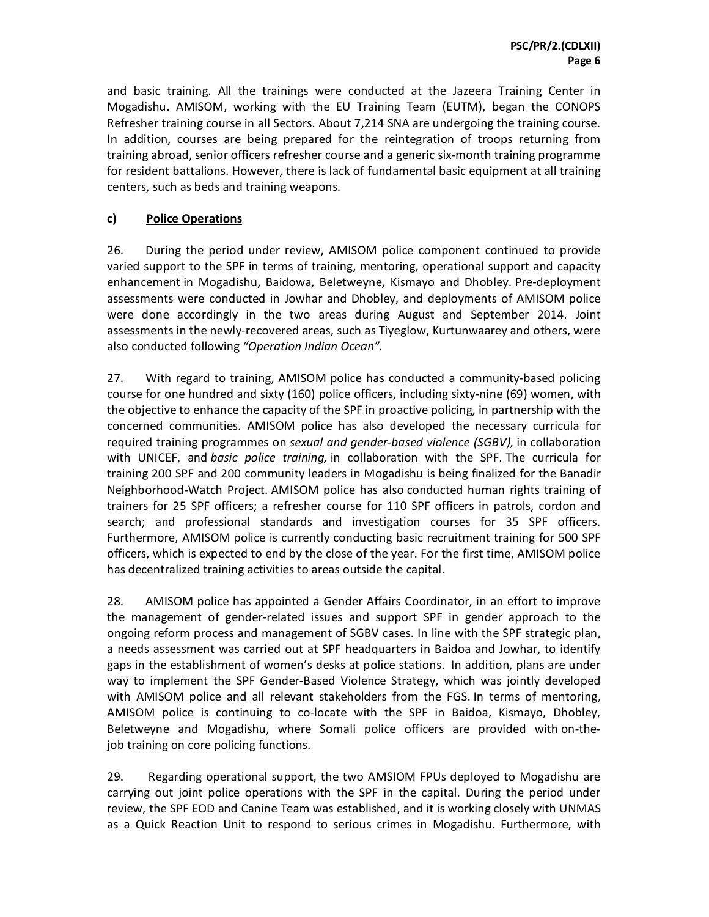and basic training. All the trainings were conducted at the Jazeera Training Center in Mogadishu. AMISOM, working with the EU Training Team (EUTM), began the CONOPS Refresher training course in all Sectors. About 7,214 SNA are undergoing the training course. In addition, courses are being prepared for the reintegration of troops returning from training abroad, senior officers refresher course and a generic six-month training programme for resident battalions. However, there is lack of fundamental basic equipment at all training centers, such as beds and training weapons.

### c) Police Operations

26. During the period under review, AMISOM police component continued to provide varied support to the SPF in terms of training, mentoring, operational support and capacity enhancement in Mogadishu, Baidowa, Beletweyne, Kismayo and Dhobley. Pre-deployment assessments were conducted in Jowhar and Dhobley, and deployments of AMISOM police were done accordingly in the two areas during August and September 2014. Joint assessments in the newly-recovered areas, such as Tiyeglow, Kurtunwaarey and others, were also conducted following *"Operation Indian Ocean"*.

27. With regard to training, AMISOM police has conducted a community-based policing course for one hundred and sixty (160) police officers, including sixty-nine (69) women, with the objective to enhance the capacity of the SPF in proactive policing, in partnership with the concerned communities. AMISOM police has also developed the necessary curricula for required training programmes on *sexual and gender-based violence (SGBV),* in collaboration with UNICEF, and *basic police training,* in collaboration with the SPF. The curricula for training 200 SPF and 200 community leaders in Mogadishu is being finalized for the Banadir Neighborhood-Watch Project. AMISOM police has also conducted human rights training of trainers for 25 SPF officers; a refresher course for 110 SPF officers in patrols, cordon and search; and professional standards and investigation courses for 35 SPF officers. Furthermore, AMISOM police is currently conducting basic recruitment training for 500 SPF officers, which is expected to end by the close of the year. For the first time, AMISOM police has decentralized training activities to areas outside the capital.

28. AMISOM police has appointed a Gender Affairs Coordinator, in an effort to improve the management of gender-related issues and support SPF in gender approach to the ongoing reform process and management of SGBV cases. In line with the SPF strategic plan, a needs assessment was carried out at SPF headquarters in Baidoa and Jowhar, to identify gaps in the establishment of women's desks at police stations. In addition, plans are under way to implement the SPF Gender-Based Violence Strategy, which was jointly developed with AMISOM police and all relevant stakeholders from the FGS. In terms of mentoring, AMISOM police is continuing to co-locate with the SPF in Baidoa, Kismayo, Dhobley, Beletweyne and Mogadishu, where Somali police officers are provided with on-the-job training on core policing functions.

29. Regarding operational support, the two AMSIOM FPUs deployed to Mogadishu are carrying out joint police operations with the SPF in the capital. During the period under review, the SPF EOD and Canine Team was established, and it is working closely with UNMAS as a Quick Reaction Unit to respond to serious crimes in Mogadishu. Furthermore, with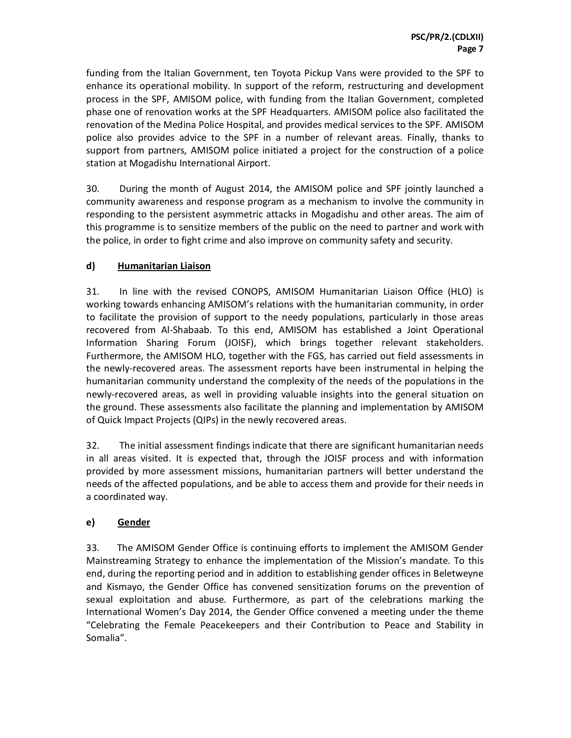funding from the Italian Government, ten Toyota Pickup Vans were provided to the SPF to enhance its operational mobility. In support of the reform, restructuring and development process in the SPF, AMISOM police, with funding from the Italian Government, completed phase one of renovation works at the SPF Headquarters. AMISOM police also facilitated the renovation of the Medina Police Hospital, and provides medical services to the SPF. AMISOM police also provides advice to the SPF in a number of relevant areas. Finally, thanks to support from partners, AMISOM police initiated a project for the construction of a police station at Mogadishu International Airport.

30. During the month of August 2014, the AMISOM police and SPF jointly launched a community awareness and response program as a mechanism to involve the community in responding to the persistent asymmetric attacks in Mogadishu and other areas. The aim of this programme is to sensitize members of the public on the need to partner and work with the police, in order to fight crime and also improve on community safety and security.

### d) <u>Humanitarian Liaison</u>

31. In line with the revised CONOPS, AMISOM Humanitarian Liaison Office (HLO) is working towards enhancing AMISOM's relations with the humanitarian community, in order to facilitate the provision of support to the needy populations, particularly in those areas recovered from Al-Shabaab. To this end, AMISOM has established a Joint Operational Information Sharing Forum (JOISF), which brings together relevant stakeholders. Furthermore, the AMISOM HLO, together with the FGS, has carried out field assessments in the newly-recovered areas. The assessment reports have been instrumental in helping the humanitarian community understand the complexity of the needs of the populations in the newly-recovered areas, as well in providing valuable insights into the general situation on the ground. These assessments also facilitate the planning and implementation by AMISOM of Quick Impact Projects (QIPs) in the newly recovered areas.

32. The initial assessment findings indicate that there are significant humanitarian needs in all areas visited. It is expected that, through the JOISF process and with information provided by more assessment missions, humanitarian partners will better understand the needs of the affected populations, and be able to access them and provide for their needs in a coordinated way.

### e) <u>Gender</u>

33. The AMISOM Gender Office is continuing efforts to implement the AMISOM Gender Mainstreaming Strategy to enhance the implementation of the Mission's mandate. To this end, during the reporting period and in addition to establishing gender offices in Beletweyne and Kismayo, the Gender Office has convened sensitization forums on the prevention of sexual exploitation and abuse. Furthermore, as part of the celebrations marking the International Women's Day 2014, the Gender Office convened a meeting under the theme "Celebrating the Female Peacekeepers and their Contribution to Peace and Stability in Somalia".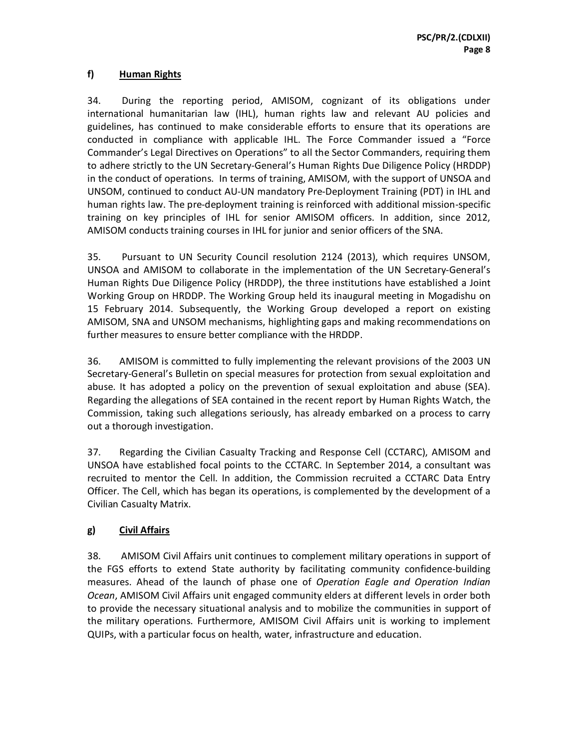### f) Human Rights

34. During the reporting period, AMISOM, cognizant of its obligations under international humanitarian law (IHL), human rights law and relevant AU policies and guidelines, has continued to make considerable efforts to ensure that its operations are conducted in compliance with applicable IHL. The Force Commander issued a "Force Commander's Legal Directives on Operations" to all the Sector Commanders, requiring them to adhere strictly to the UN Secretary-General's Human Rights Due Diligence Policy (HRDDP) in the conduct of operations. In terms of training, AMISOM, with the support of UNSOA and UNSOM, continued to conduct AU-UN mandatory Pre-Deployment Training (PDT) in IHL and human rights law. The pre-deployment training is reinforced with additional mission-specific training on key principles of IHL for senior AMISOM officers. In addition, since 2012, AMISOM conducts training courses in IHL for junior and senior officers of the SNA.

35. Pursuant to UN Security Council resolution 2124 (2013), which requires UNSOM, UNSOA and AMISOM to collaborate in the implementation of the UN Secretary-General's Human Rights Due Diligence Policy (HRDDP), the three institutions have established a Joint Working Group on HRDDP. The Working Group held its inaugural meeting in Mogadishu on 15 February 2014. Subsequently, the Working Group developed a report on existing AMISOM, SNA and UNSOM mechanisms, highlighting gaps and making recommendations on further measures to ensure better compliance with the HRDDP.

36. AMISOM is committed to fully implementing the relevant provisions of the 2003 UN Secretary-General's Bulletin on special measures for protection from sexual exploitation and abuse. It has adopted a policy on the prevention of sexual exploitation and abuse (SEA). Regarding the allegations of SEA contained in the recent report by Human Rights Watch, the Commission, taking such allegations seriously, has already embarked on a process to carry out a thorough investigation.

37. Regarding the Civilian Casualty Tracking and Response Cell (CCTARC), AMISOM and UNSOA have established focal points to the CCTARC. In September 2014, a consultant was recruited to mentor the Cell. In addition, the Commission recruited a CCTARC Data Entry Officer. The Cell, which has began its operations, is complemented by the development of a Civilian Casualty Matrix.

### g) Civil Affairs

38. AMISOM Civil Affairs unit continues to complement military operations in support of the FGS efforts to extend State authority by facilitating community confidence-building measures. Ahead of the launch of phase one of *Operation Eagle and Operation Indian Ocean*, AMISOM Civil Affairs unit engaged community elders at different levels in order both to provide the necessary situational analysis and to mobilize the communities in support of the military operations. Furthermore, AMISOM Civil Affairs unit is working to implement QUIPs, with a particular focus on health, water, infrastructure and education.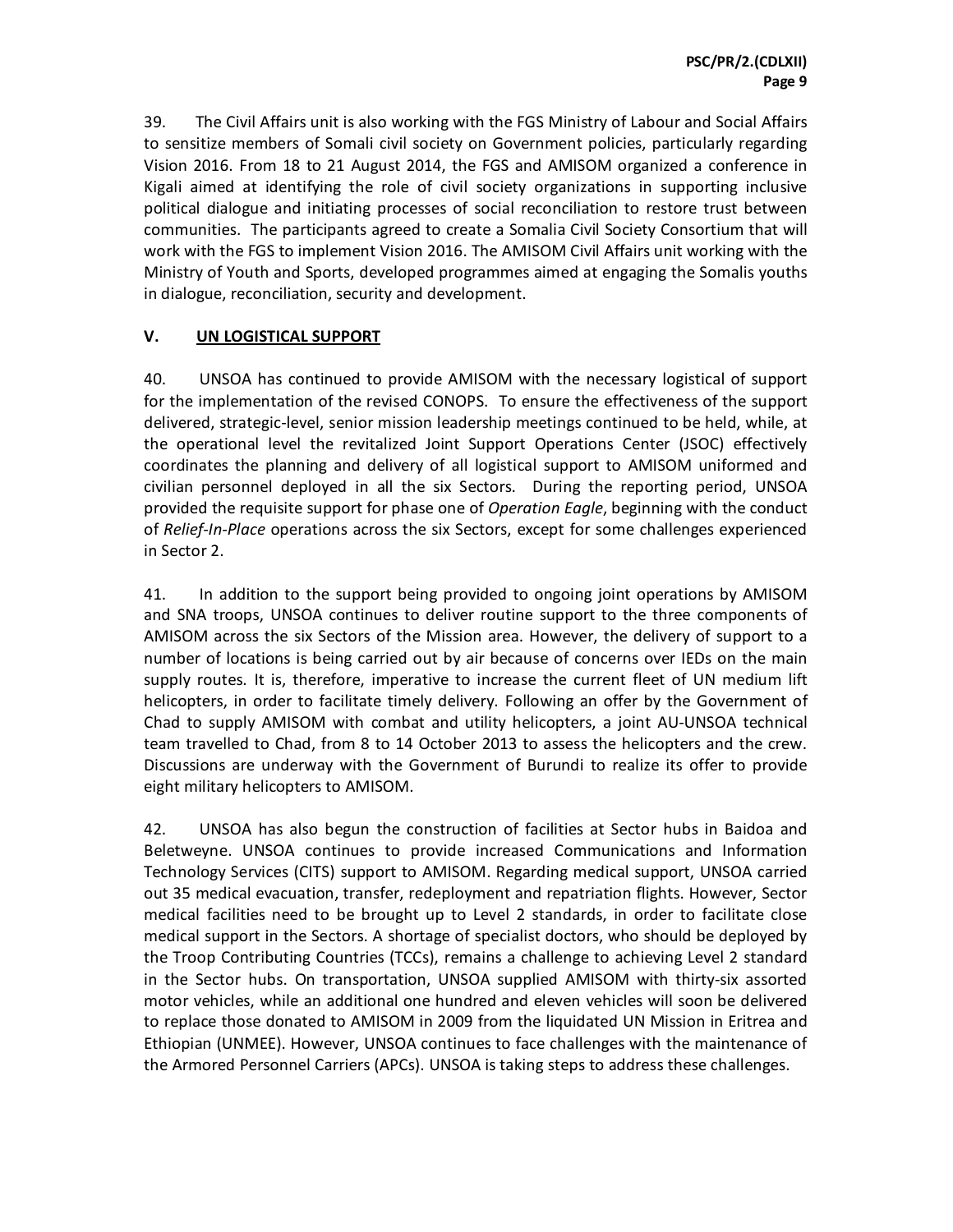39. The Civil Affairs unit is also working with the FGS Ministry of Labour and Social Affairs to sensitize members of Somali civil society on Government policies, particularly regarding Vision 2016. From 18 to 21 August 2014, the FGS and AMISOM organized a conference in Kigali aimed at identifying the role of civil society organizations in supporting inclusive political dialogue and initiating processes of social reconciliation to restore trust between communities. The participants agreed to create a Somalia Civil Society Consortium that will work with the FGS to implement Vision 2016. The AMISOM Civil Affairs unit working with the Ministry of Youth and Sports, developed programmes aimed at engaging the Somalis youths in dialogue, reconciliation, security and development.

## V. UN LOGISTICAL SUPPORT

40. UNSOA has continued to provide AMISOM with the necessary logistical of support for the implementation of the revised CONOPS. To ensure the effectiveness of the support delivered, strategic-level, senior mission leadership meetings continued to be held, while, at the operational level the revitalized Joint Support Operations Center (JSOC) effectively coordinates the planning and delivery of all logistical support to AMISOM uniformed and civilian personnel deployed in all the six Sectors. During the reporting period, UNSOA provided the requisite support for phase one of *Operation Eagle*, beginning with the conduct of *Relief-In-Place* operations across the six Sectors, except for some challenges experienced in Sector 2.

41. In addition to the support being provided to ongoing joint operations by AMISOM and SNA troops, UNSOA continues to deliver routine support to the three components of AMISOM across the six Sectors of the Mission area. However, the delivery of support to a number of locations is being carried out by air because of concerns over IEDs on the main supply routes. It is, therefore, imperative to increase the current fleet of UN medium lift helicopters, in order to facilitate timely delivery. Following an offer by the Government of Chad to supply AMISOM with combat and utility helicopters, a joint AU-UNSOA technical team travelled to Chad, from 8 to 14 October 2013 to assess the helicopters and the crew. Discussions are underway with the Government of Burundi to realize its offer to provide eight military helicopters to AMISOM.

42. UNSOA has also begun the construction of facilities at Sector hubs in Baidoa and Beletweyne. UNSOA continues to provide increased Communications and Information Technology Services (CITS) support to AMISOM. Regarding medical support, UNSOA carried out 35 medical evacuation, transfer, redeployment and repatriation flights. However, Sector medical facilities need to be brought up to Level 2 standards, in order to facilitate close medical support in the Sectors. A shortage of specialist doctors, who should be deployed by the Troop Contributing Countries (TCCs), remains a challenge to achieving Level 2 standard in the Sector hubs. On transportation, UNSOA supplied AMISOM with thirty-six assorted motor vehicles, while an additional one hundred and eleven vehicles will soon be delivered to replace those donated to AMISOM in 2009 from the liquidated UN Mission in Eritrea and Ethiopian (UNMEE). However, UNSOA continues to face challenges with the maintenance of the Armored Personnel Carriers (APCs). UNSOA is taking steps to address these challenges.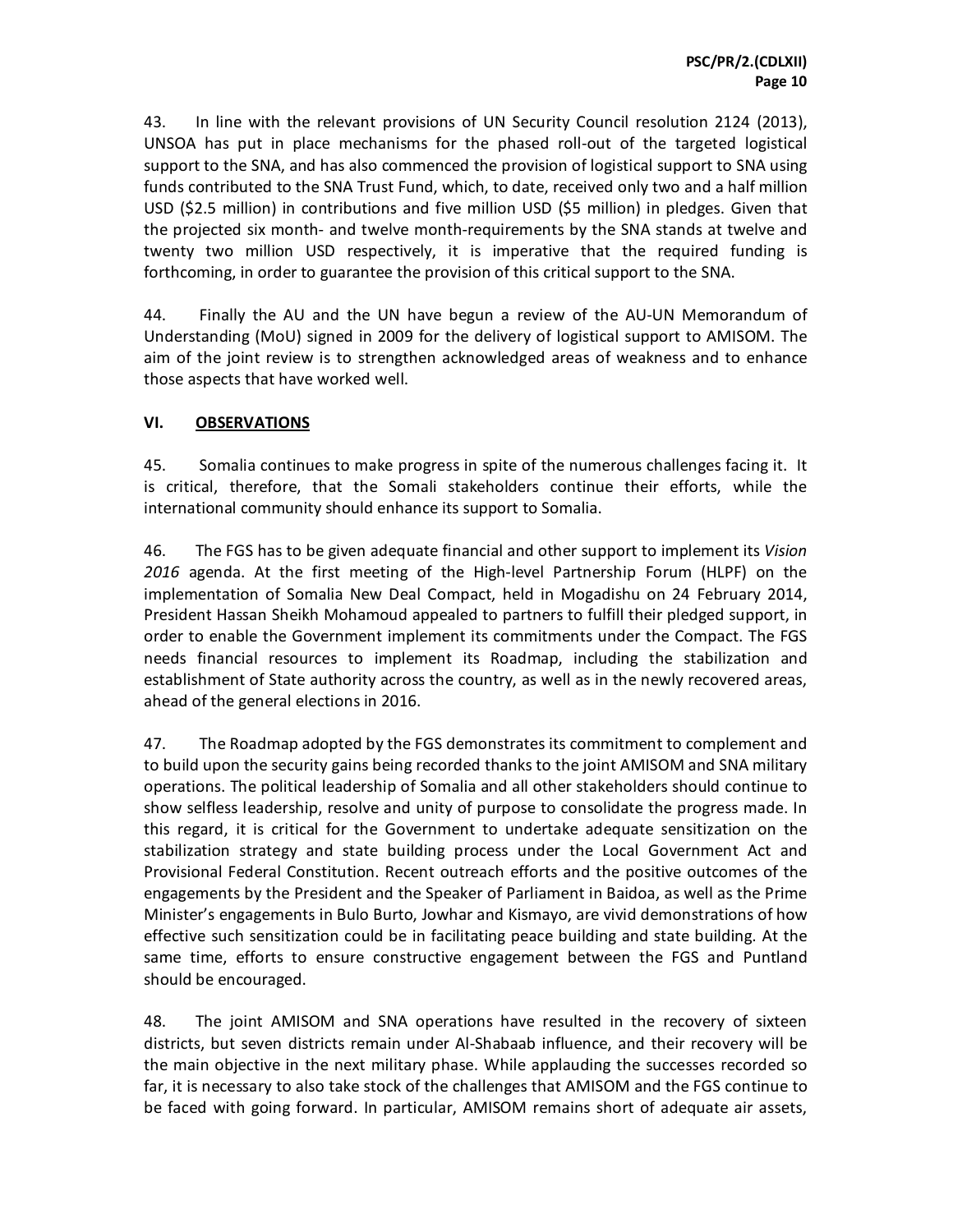43. In line with the relevant provisions of UN Security Council resolution 2124 (2013), UNSOA has put in place mechanisms for the phased roll-out of the targeted logistical support to the SNA, and has also commenced the provision of logistical support to SNA using funds contributed to the SNA Trust Fund, which, to date, received only two and a half million USD ($2.5 million) in contributions and five million USD ($5 million) in pledges. Given that the projected six month- and twelve month-requirements by the SNA stands at twelve and twenty two million USD respectively, it is imperative that the required funding is forthcoming, in order to guarantee the provision of this critical support to the SNA.

44. Finally the AU and the UN have begun a review of the AU-UN Memorandum of Understanding (MoU) signed in 2009 for the delivery of logistical support to AMISOM. The aim of the joint review is to strengthen acknowledged areas of weakness and to enhance those aspects that have worked well.

## VI. OBSERVATIONS

45. Somalia continues to make progress in spite of the numerous challenges facing it. It is critical, therefore, that the Somali stakeholders continue their efforts, while the international community should enhance its support to Somalia.

46. The FGS has to be given adequate financial and other support to implement its *Vision 2016* agenda. At the first meeting of the High-level Partnership Forum (HLPF) on the implementation of Somalia New Deal Compact, held in Mogadishu on 24 February 2014, President Hassan Sheikh Mohamoud appealed to partners to fulfill their pledged support, in order to enable the Government implement its commitments under the Compact. The FGS needs financial resources to implement its Roadmap, including the stabilization and establishment of State authority across the country, as well as in the newly recovered areas, ahead of the general elections in 2016.

47. The Roadmap adopted by the FGS demonstrates its commitment to complement and to build upon the security gains being recorded thanks to the joint AMISOM and SNA military operations. The political leadership of Somalia and all other stakeholders should continue to show selfless leadership, resolve and unity of purpose to consolidate the progress made. In this regard, it is critical for the Government to undertake adequate sensitization on the stabilization strategy and state building process under the Local Government Act and Provisional Federal Constitution. Recent outreach efforts and the positive outcomes of the engagements by the President and the Speaker of Parliament in Baidoa, as well as the Prime Minister's engagements in Bulo Burto, Jowhar and Kismayo, are vivid demonstrations of how effective such sensitization could be in facilitating peace building and state building. At the same time, efforts to ensure constructive engagement between the FGS and Puntland should be encouraged.

48. The joint AMISOM and SNA operations have resulted in the recovery of sixteen districts, but seven districts remain under Al-Shabaab influence, and their recovery will be the main objective in the next military phase. While applauding the successes recorded so far, it is necessary to also take stock of the challenges that AMISOM and the FGS continue to be faced with going forward. In particular, AMISOM remains short of adequate air assets,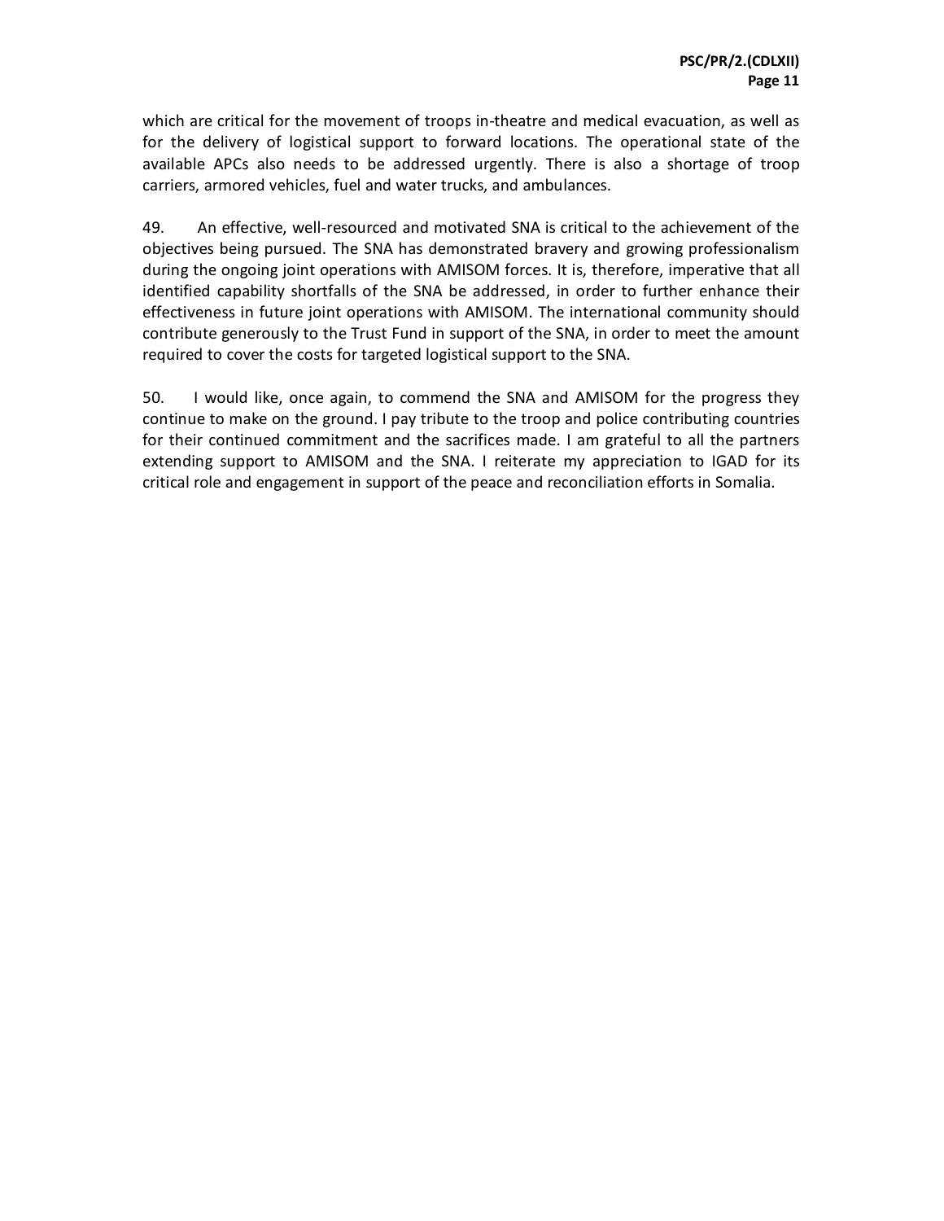which are critical for the movement of troops in-theatre and medical evacuation, as well as for the delivery of logistical support to forward locations. The operational state of the available APCs also needs to be addressed urgently. There is also a shortage of troop carriers, armored vehicles, fuel and water trucks, and ambulances.

49. An effective, well-resourced and motivated SNA is critical to the achievement of the objectives being pursued. The SNA has demonstrated bravery and growing professionalism during the ongoing joint operations with AMISOM forces. It is, therefore, imperative that all identified capability shortfalls of the SNA be addressed, in order to further enhance their effectiveness in future joint operations with AMISOM. The international community should contribute generously to the Trust Fund in support of the SNA, in order to meet the amount required to cover the costs for targeted logistical support to the SNA.

50. I would like, once again, to commend the SNA and AMISOM for the progress they continue to make on the ground. I pay tribute to the troop and police contributing countries for their continued commitment and the sacrifices made. I am grateful to all the partners extending support to AMISOM and the SNA. I reiterate my appreciation to IGAD for its critical role and engagement in support of the peace and reconciliation efforts in Somalia.